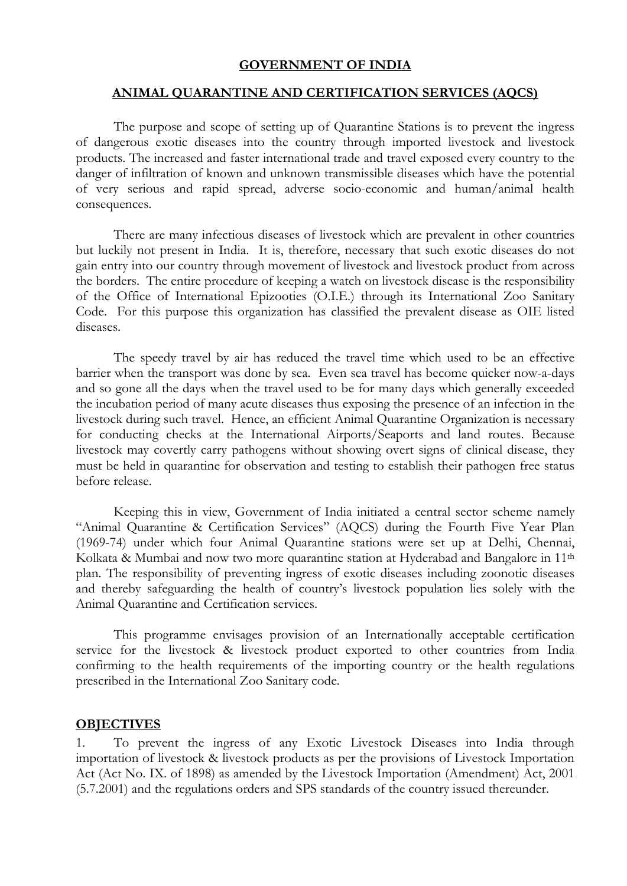## GOVERNMENT OF INDIA

## ANIMAL QUARANTINE AND CERTIFICATION SERVICES (AQCS)

The purpose and scope of setting up of Quarantine Stations is to prevent the ingress of dangerous exotic diseases into the country through imported livestock and livestock products. The increased and faster international trade and travel exposed every country to the danger of infiltration of known and unknown transmissible diseases which have the potential of very serious and rapid spread, adverse socio-economic and human/animal health consequences.

There are many infectious diseases of livestock which are prevalent in other countries but luckily not present in India. It is, therefore, necessary that such exotic diseases do not gain entry into our country through movement of livestock and livestock product from across the borders. The entire procedure of keeping a watch on livestock disease is the responsibility of the Office of International Epizooties (O.I.E.) through its International Zoo Sanitary Code. For this purpose this organization has classified the prevalent disease as OIE listed diseases.

The speedy travel by air has reduced the travel time which used to be an effective barrier when the transport was done by sea. Even sea travel has become quicker now-a-days and so gone all the days when the travel used to be for many days which generally exceeded the incubation period of many acute diseases thus exposing the presence of an infection in the livestock during such travel. Hence, an efficient Animal Quarantine Organization is necessary for conducting checks at the International Airports/Seaports and land routes. Because livestock may covertly carry pathogens without showing overt signs of clinical disease, they must be held in quarantine for observation and testing to establish their pathogen free status before release.

Keeping this in view, Government of India initiated a central sector scheme namely "Animal Quarantine & Certification Services" (AQCS) during the Fourth Five Year Plan (1969-74) under which four Animal Quarantine stations were set up at Delhi, Chennai, Kolkata & Mumbai and now two more quarantine station at Hyderabad and Bangalore in 11th plan. The responsibility of preventing ingress of exotic diseases including zoonotic diseases and thereby safeguarding the health of country's livestock population lies solely with the Animal Quarantine and Certification services.

This programme envisages provision of an Internationally acceptable certification service for the livestock & livestock product exported to other countries from India confirming to the health requirements of the importing country or the health regulations prescribed in the International Zoo Sanitary code.

## OBJECTIVES

1. To prevent the ingress of any Exotic Livestock Diseases into India through importation of livestock & livestock products as per the provisions of Livestock Importation Act (Act No. IX. of 1898) as amended by the Livestock Importation (Amendment) Act, 2001 (5.7.2001) and the regulations orders and SPS standards of the country issued thereunder.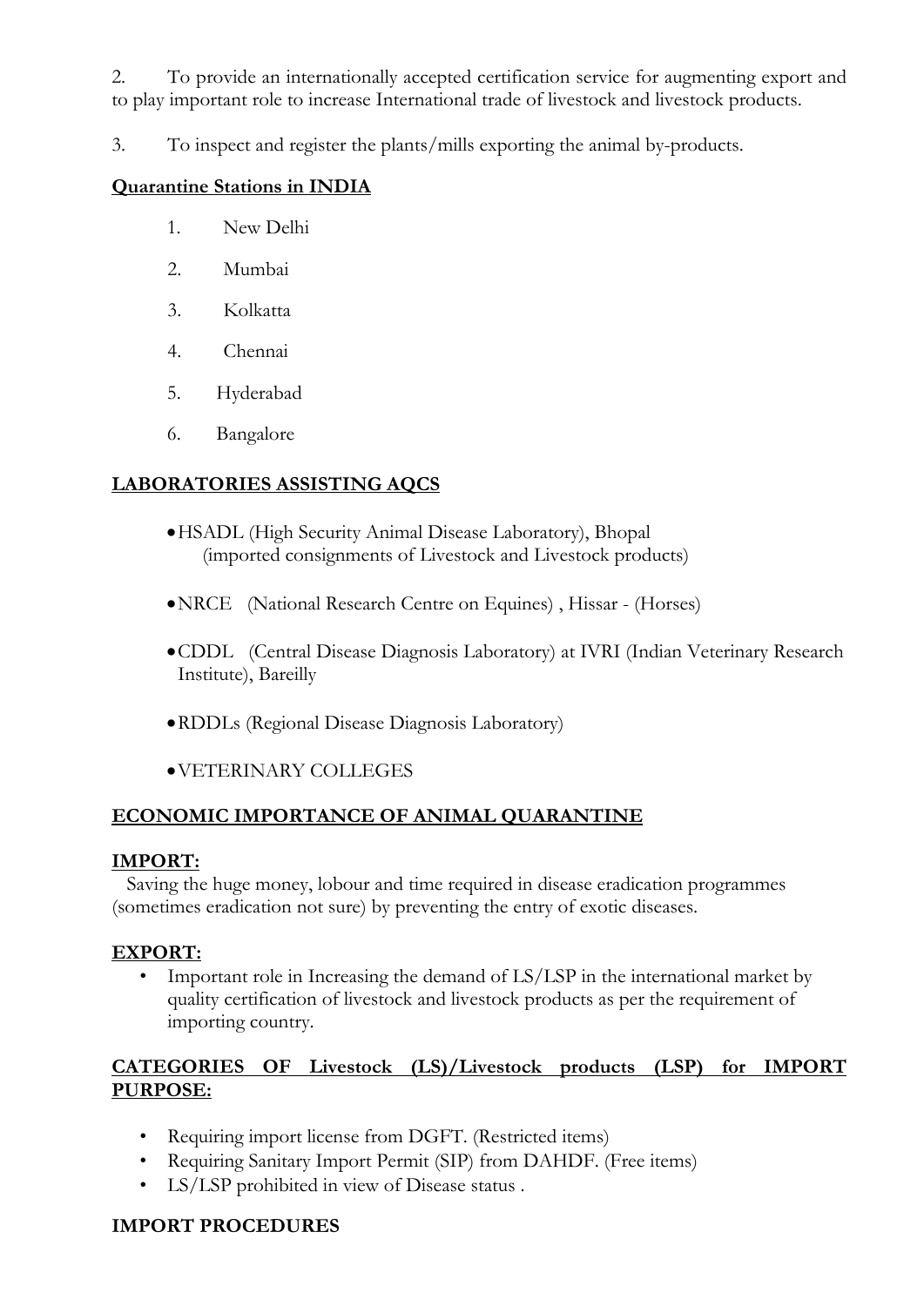2. To provide an internationally accepted certification service for augmenting export and to play important role to increase International trade of livestock and livestock products.

3. To inspect and register the plants/mills exporting the animal by-products.

**Quarantine Stations in INDIA**

1. New Delhi
2. Mumbai
3. Kolkatta
4. Chennai
5. Hyderabad
6. Bangalore

**LABORATORIES ASSISTING AQCS**

- HSADL (High Security Animal Disease Laboratory), Bhopal (imported consignments of Livestock and Livestock products)
- NRCE (National Research Centre on Equines) , Hissar - (Horses)
- CDDL (Central Disease Diagnosis Laboratory) at IVRI (Indian Veterinary Research Institute), Bareilly
- RDDLs (Regional Disease Diagnosis Laboratory)
- VETERINARY COLLEGES

**ECONOMIC IMPORTANCE OF ANIMAL QUARANTINE**

**IMPORT:**

Saving the huge money, lobour and time required in disease eradication programmes (sometimes eradication not sure) by preventing the entry of exotic diseases.

**EXPORT:**

- Important role in Increasing the demand of LS/LSP in the international market by quality certification of livestock and livestock products as per the requirement of importing country.

**CATEGORIES OF Livestock (LS)/Livestock products (LSP) for IMPORT PURPOSE:**

- Requiring import license from DGFT. (Restricted items)
- Requiring Sanitary Import Permit (SIP) from DAHDF. (Free items)
- LS/LSP prohibited in view of Disease status .

**IMPORT PROCEDURES**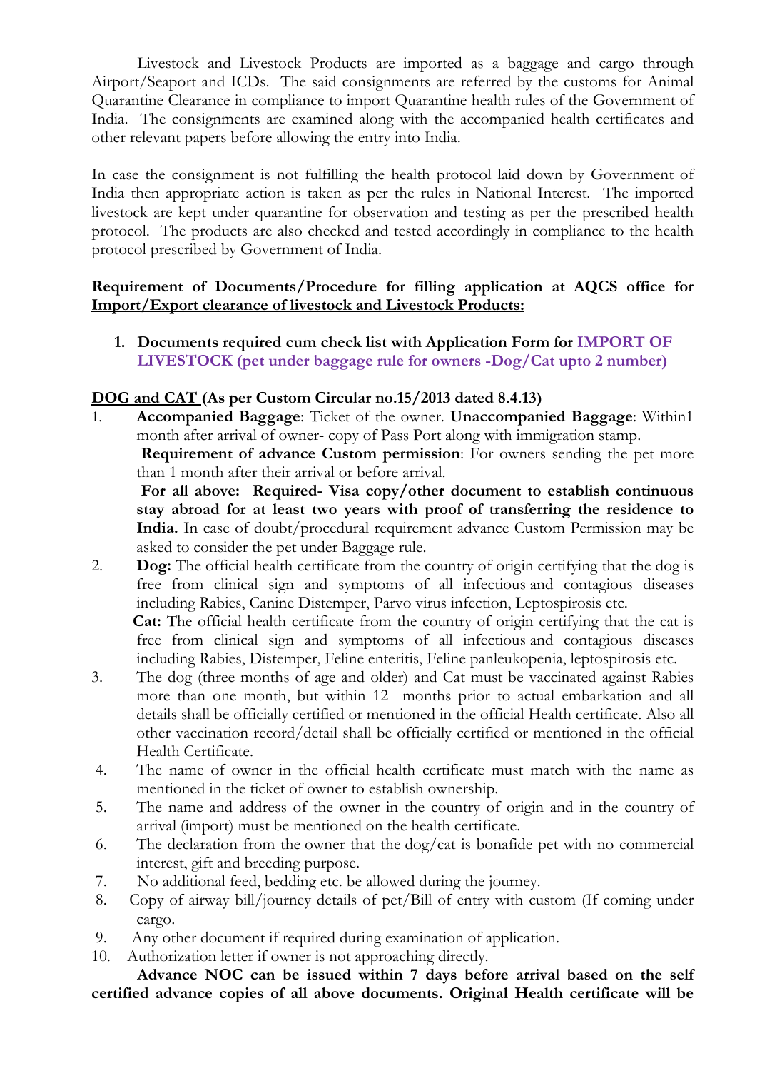Livestock and Livestock Products are imported as a baggage and cargo through Airport/Seaport and ICDs. The said consignments are referred by the customs for Animal Quarantine Clearance in compliance to import Quarantine health rules of the Government of India. The consignments are examined along with the accompanied health certificates and other relevant papers before allowing the entry into India.

In case the consignment is not fulfilling the health protocol laid down by Government of India then appropriate action is taken as per the rules in National Interest. The imported livestock are kept under quarantine for observation and testing as per the prescribed health protocol. The products are also checked and tested accordingly in compliance to the health protocol prescribed by Government of India.

**Requirement of Documents/Procedure for filling application at AQCS office for Import/Export clearance of livestock and Livestock Products:**

1. **Documents required cum check list with Application Form for IMPORT OF LIVESTOCK (pet under baggage rule for owners -Dog/Cat upto 2 number)**

**DOG and CAT (As per Custom Circular no.15/2013 dated 8.4.13)**

1. **Accompanied Baggage**: Ticket of the owner. **Unaccompanied Baggage**: Within1 month after arrival of owner- copy of Pass Port along with immigration stamp.
   **Requirement of advance Custom permission**: For owners sending the pet more than 1 month after their arrival or before arrival.
   **For all above: Required- Visa copy/other document to establish continuous stay abroad for at least two years with proof of transferring the residence to India.** In case of doubt/procedural requirement advance Custom Permission may be asked to consider the pet under Baggage rule.
2. **Dog:** The official health certificate from the country of origin certifying that the dog is free from clinical sign and symptoms of all infectious and contagious diseases including Rabies, Canine Distemper, Parvo virus infection, Leptospirosis etc.
   **Cat:** The official health certificate from the country of origin certifying that the cat is free from clinical sign and symptoms of all infectious and contagious diseases including Rabies, Distemper, Feline enteritis, Feline panleukopenia, leptospirosis etc.
3. The dog (three months of age and older) and Cat must be vaccinated against Rabies more than one month, but within 12 months prior to actual embarkation and all details shall be officially certified or mentioned in the official Health certificate. Also all other vaccination record/detail shall be officially certified or mentioned in the official Health Certificate.
4. The name of owner in the official health certificate must match with the name as mentioned in the ticket of owner to establish ownership.
5. The name and address of the owner in the country of origin and in the country of arrival (import) must be mentioned on the health certificate.
6. The declaration from the owner that the dog/cat is bonafide pet with no commercial interest, gift and breeding purpose.
7. No additional feed, bedding etc. be allowed during the journey.
8. Copy of airway bill/journey details of pet/Bill of entry with custom (If coming under cargo.
9. Any other document if required during examination of application.
10. Authorization letter if owner is not approaching directly.

**Advance NOC can be issued within 7 days before arrival based on the self certified advance copies of all above documents. Original Health certificate will be**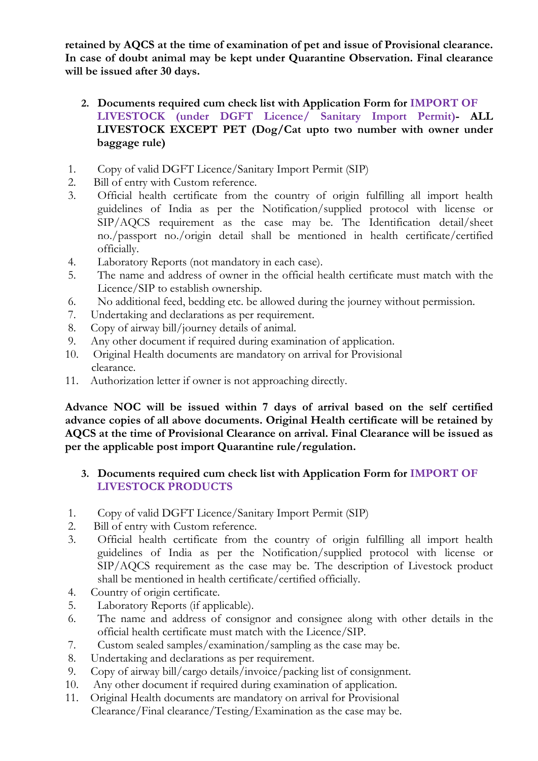**retained by AQCS at the time of examination of pet and issue of Provisional clearance. In case of doubt animal may be kept under Quarantine Observation. Final clearance will be issued after 30 days.**

2. **Documents required cum check list with Application Form for IMPORT OF LIVESTOCK (under DGFT Licence/ Sanitary Import Permit)- ALL LIVESTOCK EXCEPT PET (Dog/Cat upto two number with owner under baggage rule)**

1. Copy of valid DGFT Licence/Sanitary Import Permit (SIP)
2. Bill of entry with Custom reference.
3. Official health certificate from the country of origin fulfilling all import health guidelines of India as per the Notification/supplied protocol with license or SIP/AQCS requirement as the case may be. The Identification detail/sheet no./passport no./origin detail shall be mentioned in health certificate/certified officially.
4. Laboratory Reports (not mandatory in each case).
5. The name and address of owner in the official health certificate must match with the Licence/SIP to establish ownership.
6. No additional feed, bedding etc. be allowed during the journey without permission.
7. Undertaking and declarations as per requirement.
8. Copy of airway bill/journey details of animal.
9. Any other document if required during examination of application.
10. Original Health documents are mandatory on arrival for Provisional clearance.
11. Authorization letter if owner is not approaching directly.

**Advance NOC will be issued within 7 days of arrival based on the self certified advance copies of all above documents. Original Health certificate will be retained by AQCS at the time of Provisional Clearance on arrival. Final Clearance will be issued as per the applicable post import Quarantine rule/regulation.**

3. **Documents required cum check list with Application Form for IMPORT OF LIVESTOCK PRODUCTS**

1. Copy of valid DGFT Licence/Sanitary Import Permit (SIP)
2. Bill of entry with Custom reference.
3. Official health certificate from the country of origin fulfilling all import health guidelines of India as per the Notification/supplied protocol with license or SIP/AQCS requirement as the case may be. The description of Livestock product shall be mentioned in health certificate/certified officially.
4. Country of origin certificate.
5. Laboratory Reports (if applicable).
6. The name and address of consignor and consignee along with other details in the official health certificate must match with the Licence/SIP.
7. Custom sealed samples/examination/sampling as the case may be.
8. Undertaking and declarations as per requirement.
9. Copy of airway bill/cargo details/invoice/packing list of consignment.
10. Any other document if required during examination of application.
11. Original Health documents are mandatory on arrival for Provisional Clearance/Final clearance/Testing/Examination as the case may be.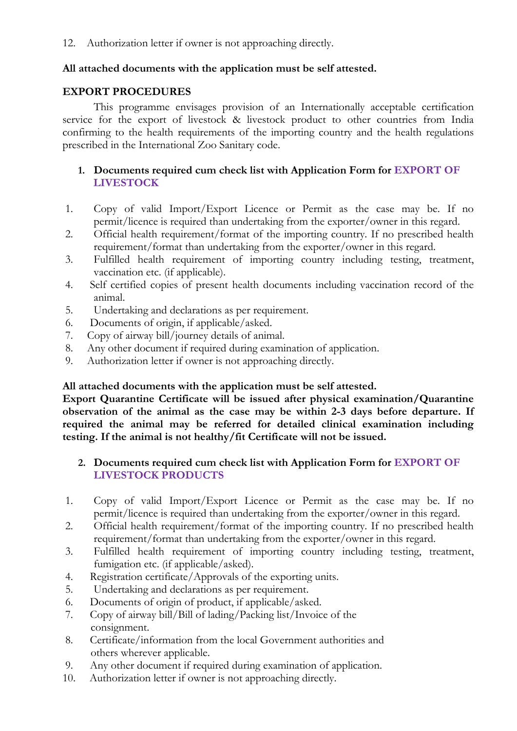12. Authorization letter if owner is not approaching directly.

**All attached documents with the application must be self attested.**

**EXPORT PROCEDURES**

This programme envisages provision of an Internationally acceptable certification service for the export of livestock & livestock product to other countries from India confirming to the health requirements of the importing country and the health regulations prescribed in the International Zoo Sanitary code.

**1. Documents required cum check list with Application Form for EXPORT OF LIVESTOCK**

1. Copy of valid Import/Export Licence or Permit as the case may be. If no permit/licence is required than undertaking from the exporter/owner in this regard.
2. Official health requirement/format of the importing country. If no prescribed health requirement/format than undertaking from the exporter/owner in this regard.
3. Fulfilled health requirement of importing country including testing, treatment, vaccination etc. (if applicable).
4. Self certified copies of present health documents including vaccination record of the animal.
5. Undertaking and declarations as per requirement.
6. Documents of origin, if applicable/asked.
7. Copy of airway bill/journey details of animal.
8. Any other document if required during examination of application.
9. Authorization letter if owner is not approaching directly.

**All attached documents with the application must be self attested.**
**Export Quarantine Certificate will be issued after physical examination/Quarantine observation of the animal as the case may be within 2-3 days before departure. If required the animal may be referred for detailed clinical examination including testing. If the animal is not healthy/fit Certificate will not be issued.**

**2. Documents required cum check list with Application Form for EXPORT OF LIVESTOCK PRODUCTS**

1. Copy of valid Import/Export Licence or Permit as the case may be. If no permit/licence is required than undertaking from the exporter/owner in this regard.
2. Official health requirement/format of the importing country. If no prescribed health requirement/format than undertaking from the exporter/owner in this regard.
3. Fulfilled health requirement of importing country including testing, treatment, fumigation etc. (if applicable/asked).
4. Registration certificate/Approvals of the exporting units.
5. Undertaking and declarations as per requirement.
6. Documents of origin of product, if applicable/asked.
7. Copy of airway bill/Bill of lading/Packing list/Invoice of the consignment.
8. Certificate/information from the local Government authorities and others wherever applicable.
9. Any other document if required during examination of application.
10. Authorization letter if owner is not approaching directly.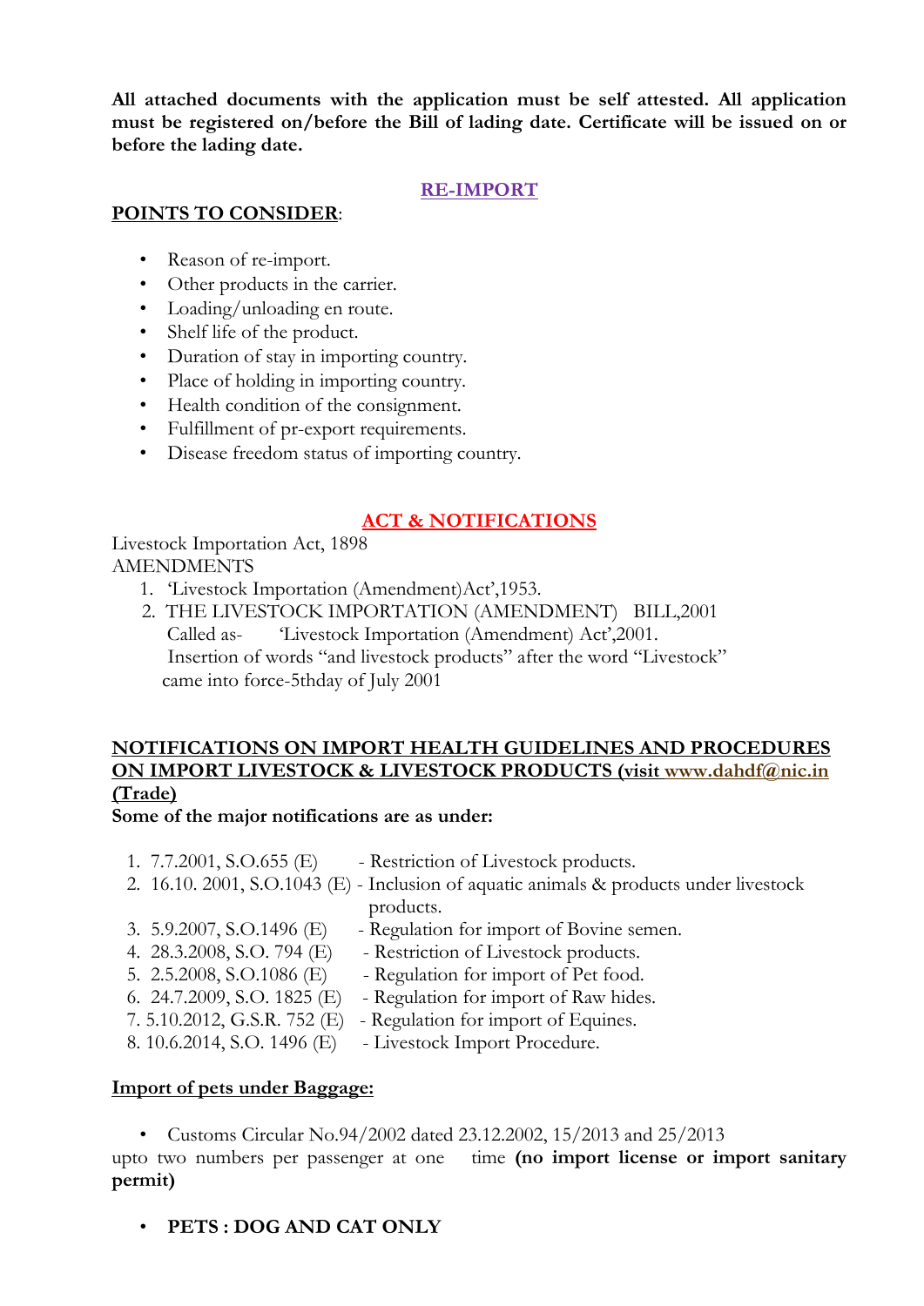**All attached documents with the application must be self attested. All application must be registered on/before the Bill of lading date. Certificate will be issued on or before the lading date.**

## RE-IMPORT

**POINTS TO CONSIDER**:

- Reason of re-import.
- Other products in the carrier.
- Loading/unloading en route.
- Shelf life of the product.
- Duration of stay in importing country.
- Place of holding in importing country.
- Health condition of the consignment.
- Fulfillment of pr-export requirements.
- Disease freedom status of importing country.

## ACT & NOTIFICATIONS

Livestock Importation Act, 1898

AMENDMENTS

1. 'Livestock Importation (Amendment)Act',1953.
2. THE LIVESTOCK IMPORTATION (AMENDMENT) BILL,2001
   Called as- 'Livestock Importation (Amendment) Act',2001.
   Insertion of words "and livestock products" after the word "Livestock" came into force-5thday of July 2001

**NOTIFICATIONS ON IMPORT HEALTH GUIDELINES AND PROCEDURES ON IMPORT LIVESTOCK & LIVESTOCK PRODUCTS (visit www.dahdf@nic.in (Trade)**

**Some of the major notifications are as under:**

1. 7.7.2001, S.O.655 (E) - Restriction of Livestock products.
2. 16.10. 2001, S.O.1043 (E) - Inclusion of aquatic animals & products under livestock products.
3. 5.9.2007, S.O.1496 (E) - Regulation for import of Bovine semen.
4. 28.3.2008, S.O. 794 (E) - Restriction of Livestock products.
5. 2.5.2008, S.O.1086 (E) - Regulation for import of Pet food.
6. 24.7.2009, S.O. 1825 (E) - Regulation for import of Raw hides.
7. 5.10.2012, G.S.R. 752 (E) - Regulation for import of Equines.
8. 10.6.2014, S.O. 1496 (E) - Livestock Import Procedure.

**Import of pets under Baggage:**

- Customs Circular No.94/2002 dated 23.12.2002, 15/2013 and 25/2013

upto two numbers per passenger at one time **(no import license or import sanitary permit)**

- **PETS : DOG AND CAT ONLY**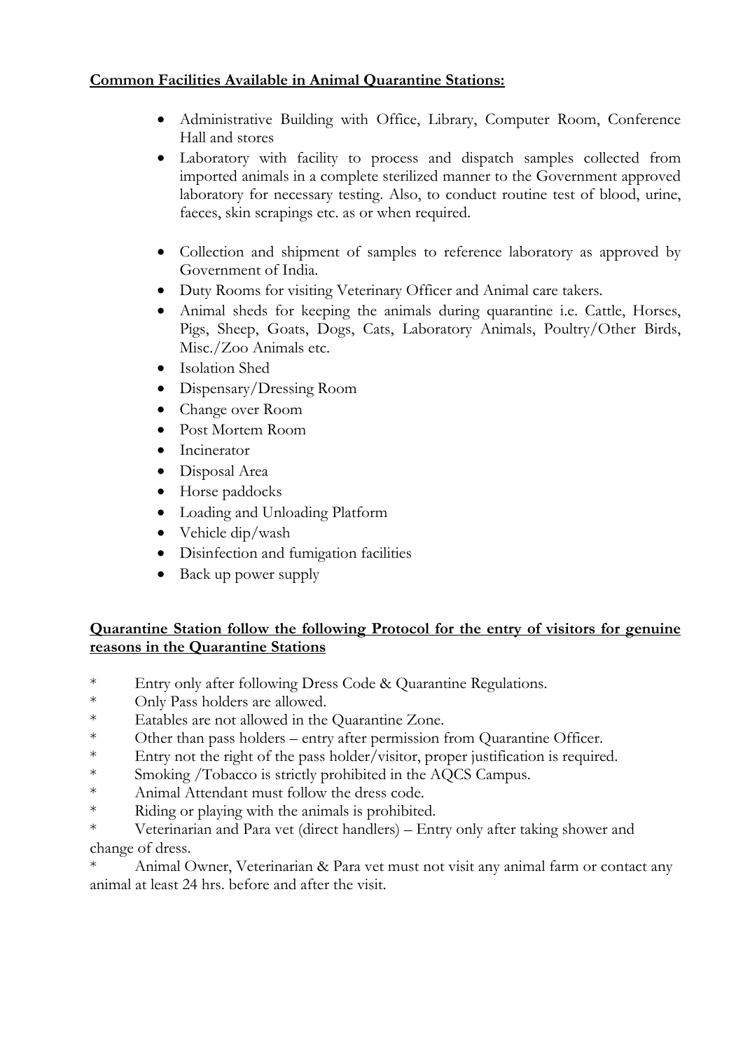**Common Facilities Available in Animal Quarantine Stations:**

- Administrative Building with Office, Library, Computer Room, Conference Hall and stores
- Laboratory with facility to process and dispatch samples collected from imported animals in a complete sterilized manner to the Government approved laboratory for necessary testing. Also, to conduct routine test of blood, urine, faeces, skin scrapings etc. as or when required.
- Collection and shipment of samples to reference laboratory as approved by Government of India.
- Duty Rooms for visiting Veterinary Officer and Animal care takers.
- Animal sheds for keeping the animals during quarantine i.e. Cattle, Horses, Pigs, Sheep, Goats, Dogs, Cats, Laboratory Animals, Poultry/Other Birds, Misc./Zoo Animals etc.
- Isolation Shed
- Dispensary/Dressing Room
- Change over Room
- Post Mortem Room
- Incinerator
- Disposal Area
- Horse paddocks
- Loading and Unloading Platform
- Vehicle dip/wash
- Disinfection and fumigation facilities
- Back up power supply

**Quarantine Station follow the following Protocol for the entry of visitors for genuine reasons in the Quarantine Stations**

* Entry only after following Dress Code & Quarantine Regulations.
* Only Pass holders are allowed.
* Eatables are not allowed in the Quarantine Zone.
* Other than pass holders – entry after permission from Quarantine Officer.
* Entry not the right of the pass holder/visitor, proper justification is required.
* Smoking /Tobacco is strictly prohibited in the AQCS Campus.
* Animal Attendant must follow the dress code.
* Riding or playing with the animals is prohibited.
* Veterinarian and Para vet (direct handlers) – Entry only after taking shower and change of dress.
* Animal Owner, Veterinarian & Para vet must not visit any animal farm or contact any animal at least 24 hrs. before and after the visit.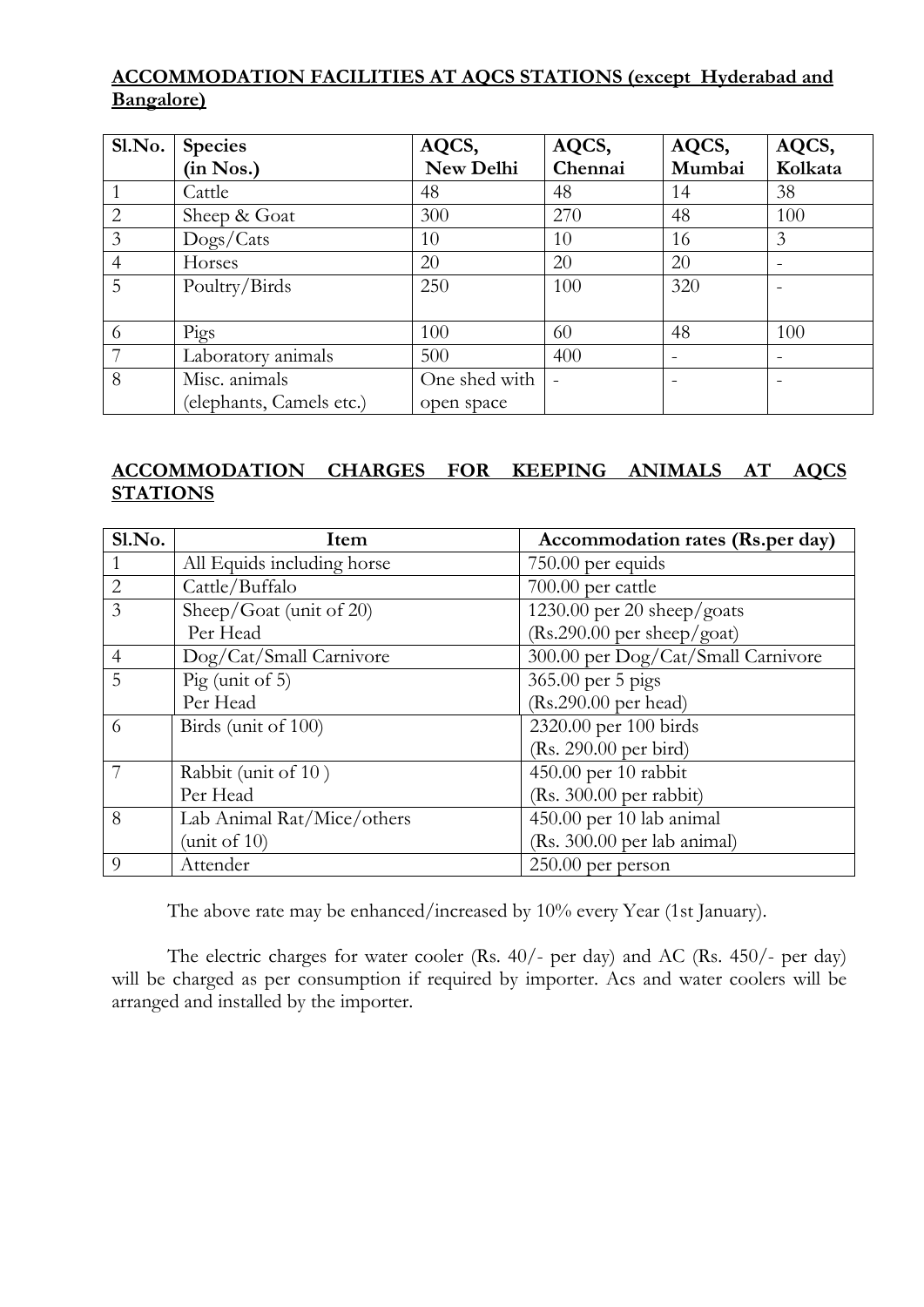## ACCOMMODATION FACILITIES AT AQCS STATIONS (except Hyderabad and Bangalore)

| Sl.No. | Species (in Nos.) | AQCS, New Delhi | AQCS, Chennai | AQCS, Mumbai | AQCS, Kolkata |
|---|---|---|---|---|---|
| 1 | Cattle | 48 | 48 | 14 | 38 |
| 2 | Sheep & Goat | 300 | 270 | 48 | 100 |
| 3 | Dogs/Cats | 10 | 10 | 16 | 3 |
| 4 | Horses | 20 | 20 | 20 | - |
| 5 | Poultry/Birds | 250 | 100 | 320 | - |
| 6 | Pigs | 100 | 60 | 48 | 100 |
| 7 | Laboratory animals | 500 | 400 | - | - |
| 8 | Misc. animals (elephants, Camels etc.) | One shed with open space | - | - | - |

## ACCOMMODATION CHARGES FOR KEEPING ANIMALS AT AQCS STATIONS

| Sl.No. | Item | Accommodation rates (Rs.per day) |
|---|---|---|
| 1 | All Equids including horse | 750.00 per equids |
| 2 | Cattle/Buffalo | 700.00 per cattle |
| 3 | Sheep/Goat (unit of 20) Per Head | 1230.00 per 20 sheep/goats (Rs.290.00 per sheep/goat) |
| 4 | Dog/Cat/Small Carnivore | 300.00 per Dog/Cat/Small Carnivore |
| 5 | Pig (unit of 5) Per Head | 365.00 per 5 pigs (Rs.290.00 per head) |
| 6 | Birds (unit of 100) | 2320.00 per 100 birds (Rs. 290.00 per bird) |
| 7 | Rabbit (unit of 10 ) Per Head | 450.00 per 10 rabbit (Rs. 300.00 per rabbit) |
| 8 | Lab Animal Rat/Mice/others (unit of 10) | 450.00 per 10 lab animal (Rs. 300.00 per lab animal) |
| 9 | Attender | 250.00 per person |

The above rate may be enhanced/increased by 10% every Year (1st January).

The electric charges for water cooler (Rs. 40/- per day) and AC (Rs. 450/- per day) will be charged as per consumption if required by importer. Acs and water coolers will be arranged and installed by the importer.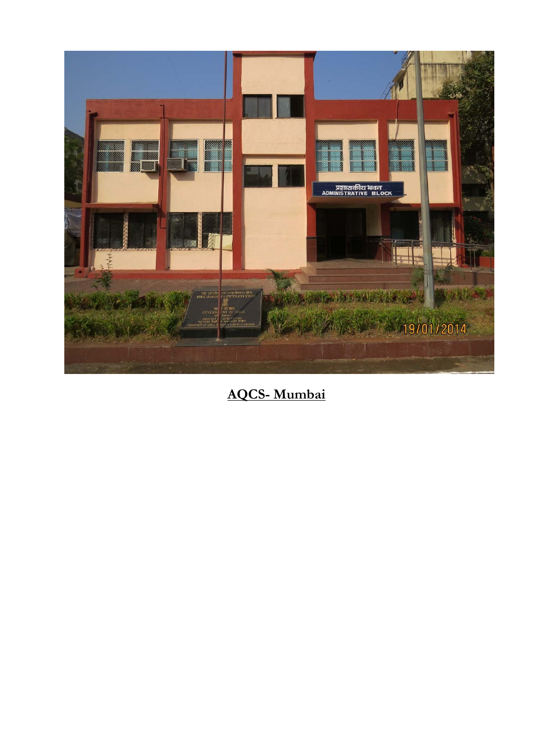**AQCS- Mumbai**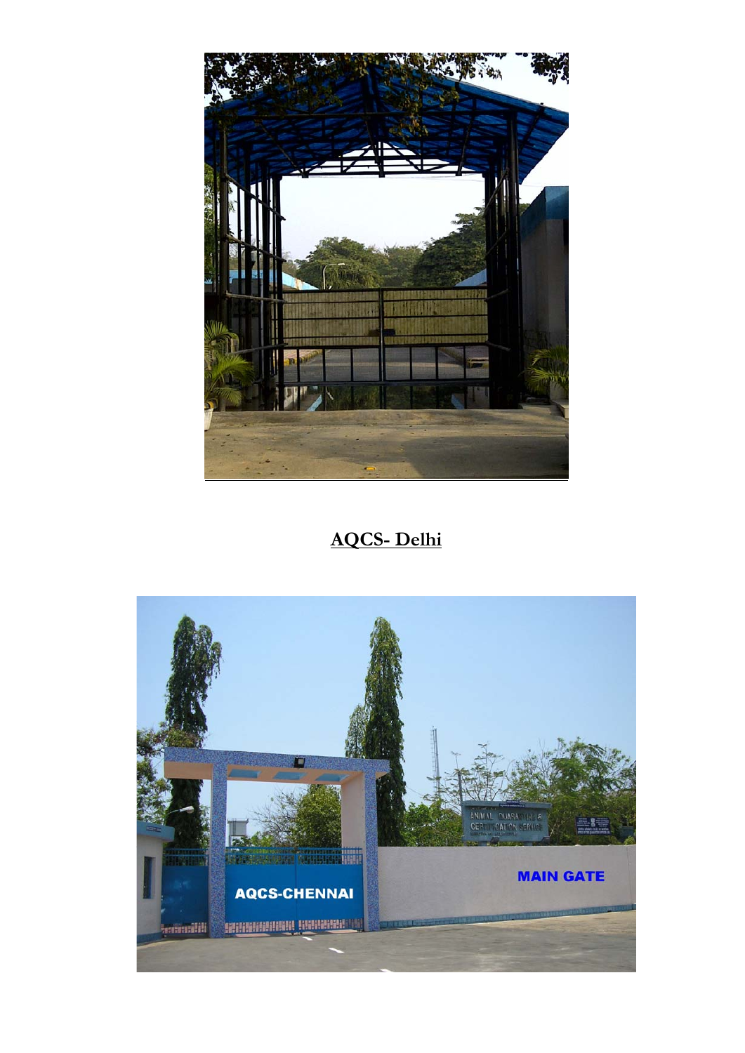**AQCS- Delhi**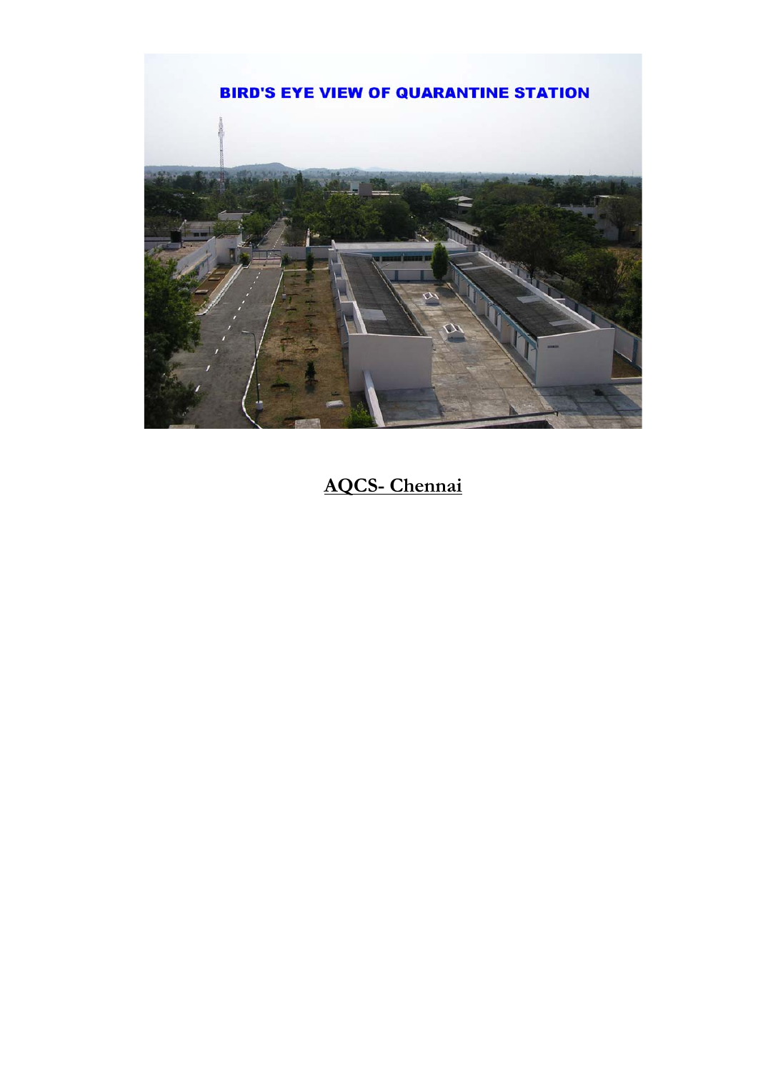**AQCS- Chennai**